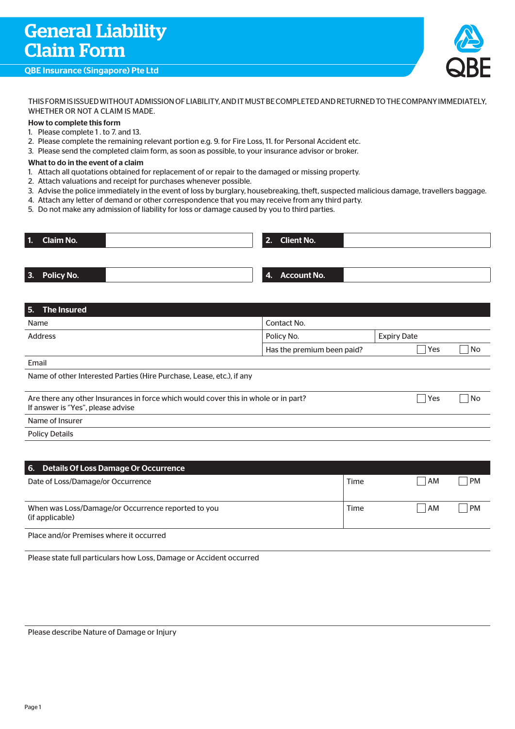# General Liability Claim Form

**QBE Insurance (Singapore) Pte Ltd**

QBE

THIS FORM IS ISSUED WITHOUT ADMISSION OF LIABILITY, AND IT MUST BE COMPLETED AND RETURNED TO THE COMPANY IMMEDIATELY, WHETHER OR NOT A CLAIM IS MADE.

**How to complete this form**

1. Please complete 1 . to 7. and 13.
2. Please complete the remaining relevant portion e.g. 9. for Fire Loss, 11. for Personal Accident etc.
3. Please send the completed claim form, as soon as possible, to your insurance advisor or broker.

**What to do in the event of a claim**

1. Attach all quotations obtained for replacement of or repair to the damaged or missing property.
2. Attach valuations and receipt for purchases whenever possible.
3. Advise the police immediately in the event of loss by burglary, housebreaking, theft, suspected malicious damage, travellers baggage.
4. Attach any letter of demand or other correspondence that you may receive from any third party.
5. Do not make any admission of liability for loss or damage caused by you to third parties.

| **1. Claim No.** | | **2. Client No.** | |
|---|---|---|---|
| **3. Policy No.** | | **4. Account No.** | |

## 5. The Insured

| | | | |
|---|---|---|---|
| Name | Contact No. | | |
| Address | Policy No. | Expiry Date | |
| | Has the premium been paid? | ☐ Yes | ☐ No |
| Email | | | |
| Name of other Interested Parties (Hire Purchase, Lease, etc.), if any | | | |
| Are there any other Insurances in force which would cover this in whole or in part? If answer is "Yes", please advise | | ☐ Yes | ☐ No |
| Name of Insurer | | | |
| Policy Details | | | |

## 6. Details Of Loss Damage Or Occurrence

| | | | |
|---|---|---|---|
| Date of Loss/Damage/or Occurrence | Time | ☐ AM | ☐ PM |
| When was Loss/Damage/or Occurrence reported to you (if applicable) | Time | ☐ AM | ☐ PM |
| Place and/or Premises where it occurred | | | |
| Please state full particulars how Loss, Damage or Accident occurred | | | |
| Please describe Nature of Damage or Injury | | | |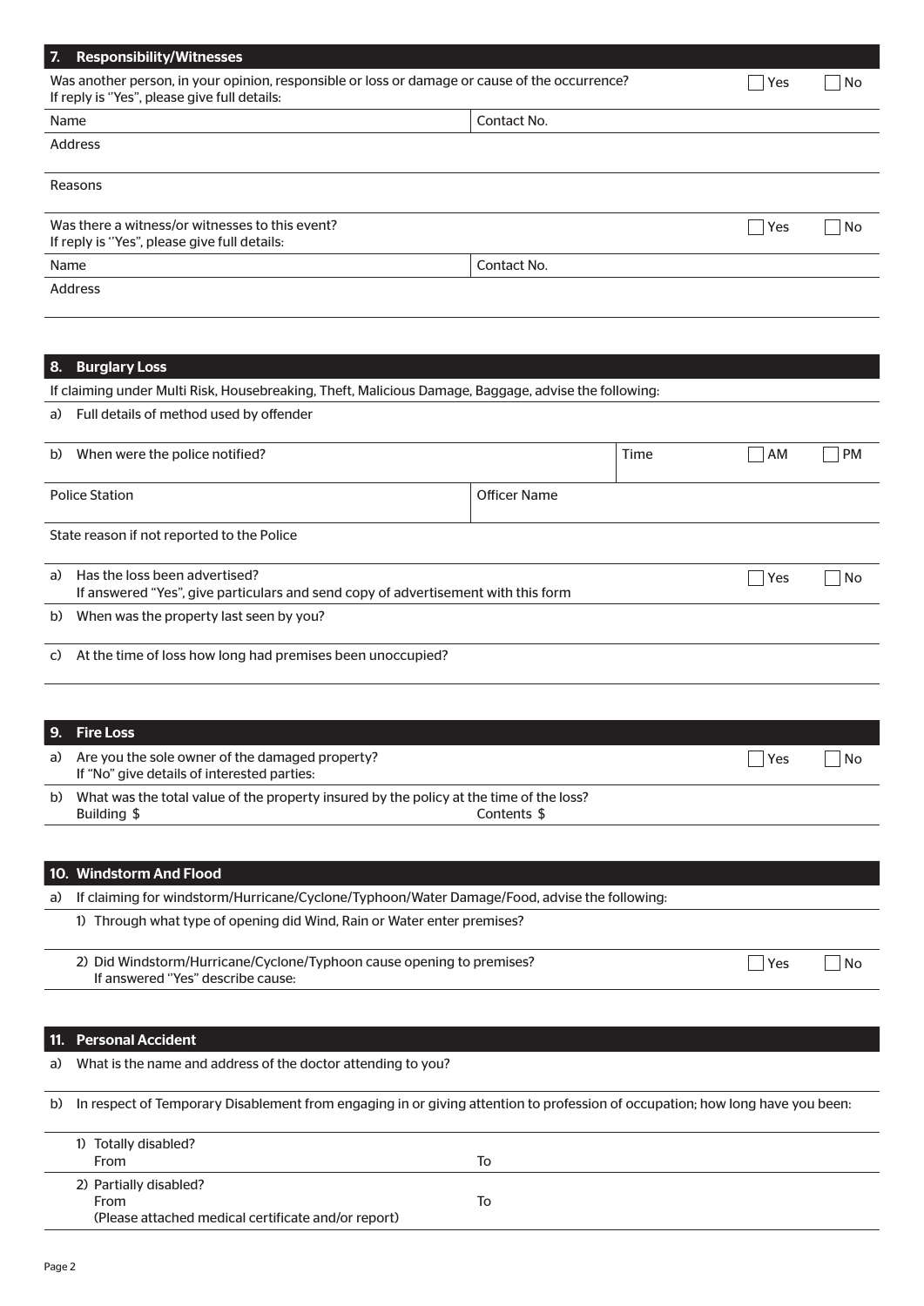## 7. Responsibility/Witnesses

Was another person, in your opinion, responsible or loss or damage or cause of the occurrence? ☐ Yes ☐ No
If reply is "Yes", please give full details:

| Name | Contact No. |
|---|---|

Address

Reasons

Was there a witness/or witnesses to this event? ☐ Yes ☐ No
If reply is "Yes", please give full details:

| Name | Contact No. |
|---|---|

Address

## 8. Burglary Loss

If claiming under Multi Risk, Housebreaking, Theft, Malicious Damage, Baggage, advise the following:

a) Full details of method used by offender

b) When were the police notified? Time ☐ AM ☐ PM

| Police Station | Officer Name |
|---|---|

State reason if not reported to the Police

a) Has the loss been advertised? ☐ Yes ☐ No
If answered "Yes", give particulars and send copy of advertisement with this form

b) When was the property last seen by you?

c) At the time of loss how long had premises been unoccupied?

## 9. Fire Loss

a) Are you the sole owner of the damaged property? ☐ Yes ☐ No
If "No" give details of interested parties:

b) What was the total value of the property insured by the policy at the time of the loss?
Building $ Contents $

## 10. Windstorm And Flood

a) If claiming for windstorm/Hurricane/Cyclone/Typhoon/Water Damage/Food, advise the following:

1) Through what type of opening did Wind, Rain or Water enter premises?

2) Did Windstorm/Hurricane/Cyclone/Typhoon cause opening to premises? ☐ Yes ☐ No
If answered "Yes" describe cause:

## 11. Personal Accident

a) What is the name and address of the doctor attending to you?

b) In respect of Temporary Disablement from engaging in or giving attention to profession of occupation; how long have you been:

1) Totally disabled?
From To

2) Partially disabled?
From To
(Please attached medical certificate and/or report)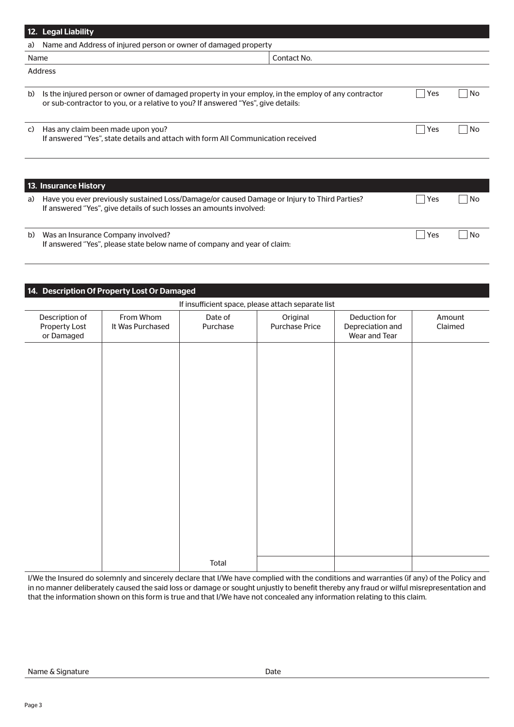## 12. Legal Liability

a) Name and Address of injured person or owner of damaged property

| Name | Contact No. |
|---|---|
| Address | |

b) Is the injured person or owner of damaged property in your employ, in the employ of any contractor or sub-contractor to you, or a relative to you? If answered "Yes", give details: ☐ Yes ☐ No

c) Has any claim been made upon you? ☐ Yes ☐ No
If answered "Yes", state details and attach with form All Communication received

## 13. Insurance History

a) Have you ever previously sustained Loss/Damage/or caused Damage or Injury to Third Parties? ☐ Yes ☐ No
If answered "Yes", give details of such losses an amounts involved:

b) Was an Insurance Company involved? ☐ Yes ☐ No
If answered "Yes", please state below name of company and year of claim:

## 14. Description Of Property Lost Or Damaged

If insufficient space, please attach separate list

| Description of Property Lost or Damaged | From Whom It Was Purchased | Date of Purchase | Original Purchase Price | Deduction for Depreciation and Wear and Tear | Amount Claimed |
|---|---|---|---|---|---|
| | | | | | |
| | | Total | | | |

I/We the Insured do solemnly and sincerely declare that I/We have complied with the conditions and warranties (if any) of the Policy and in no manner deliberately caused the said loss or damage or sought unjustly to benefit thereby any fraud or wilful misrepresentation and that the information shown on this form is true and that I/We have not concealed any information relating to this claim.

Name & Signature Date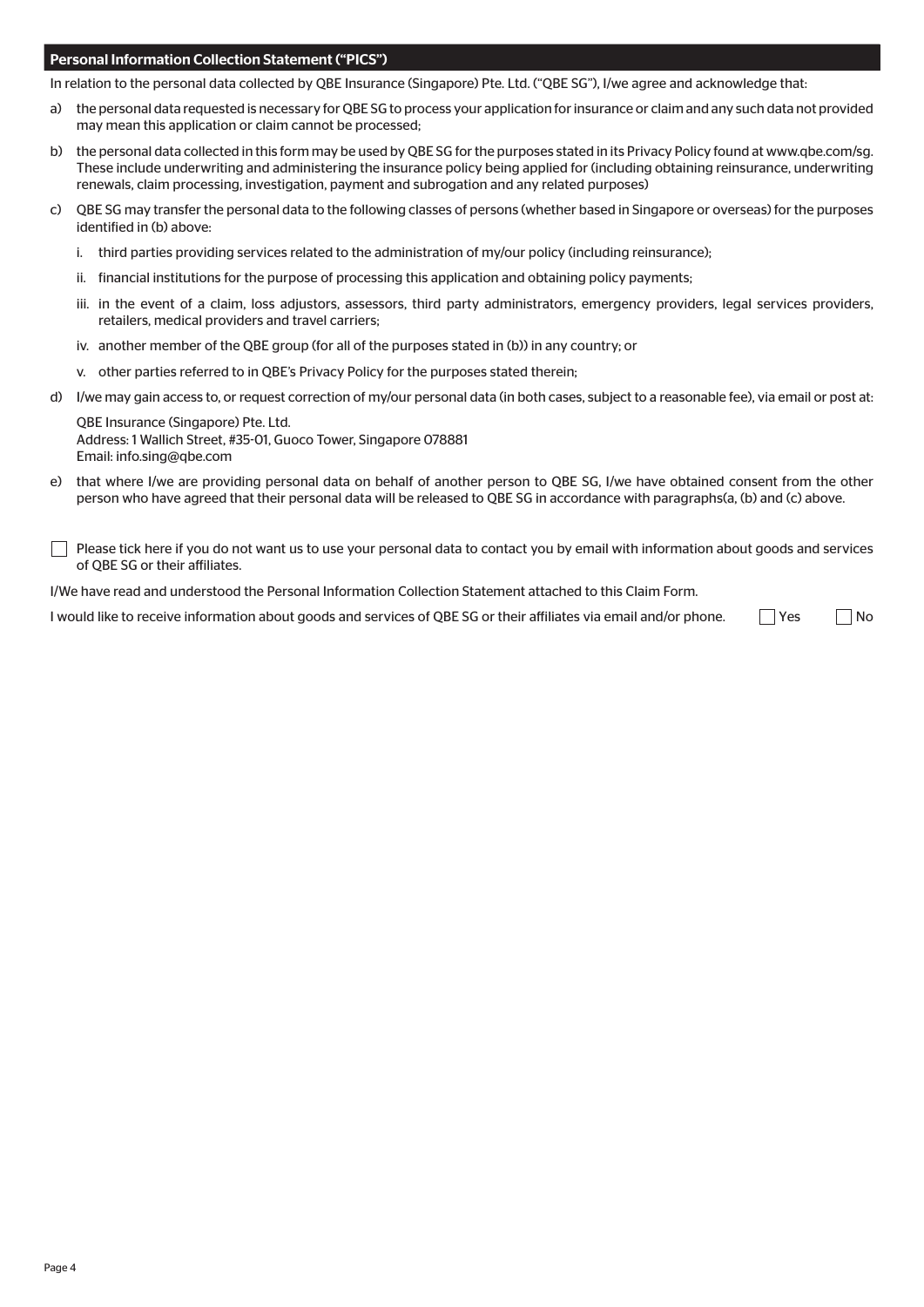## Personal Information Collection Statement ("PICS")

In relation to the personal data collected by QBE Insurance (Singapore) Pte. Ltd. ("QBE SG"), I/we agree and acknowledge that:

a) the personal data requested is necessary for QBE SG to process your application for insurance or claim and any such data not provided may mean this application or claim cannot be processed;

b) the personal data collected in this form may be used by QBE SG for the purposes stated in its Privacy Policy found at www.qbe.com/sg. These include underwriting and administering the insurance policy being applied for (including obtaining reinsurance, underwriting renewals, claim processing, investigation, payment and subrogation and any related purposes)

c) QBE SG may transfer the personal data to the following classes of persons (whether based in Singapore or overseas) for the purposes identified in (b) above:

   i. third parties providing services related to the administration of my/our policy (including reinsurance);

   ii. financial institutions for the purpose of processing this application and obtaining policy payments;

   iii. in the event of a claim, loss adjustors, assessors, third party administrators, emergency providers, legal services providers, retailers, medical providers and travel carriers;

   iv. another member of the QBE group (for all of the purposes stated in (b)) in any country; or

   v. other parties referred to in QBE's Privacy Policy for the purposes stated therein;

d) I/we may gain access to, or request correction of my/our personal data (in both cases, subject to a reasonable fee), via email or post at:

   QBE Insurance (Singapore) Pte. Ltd.
   Address: 1 Wallich Street, #35-01, Guoco Tower, Singapore 078881
   Email: info.sing@qbe.com

e) that where I/we are providing personal data on behalf of another person to QBE SG, I/we have obtained consent from the other person who have agreed that their personal data will be released to QBE SG in accordance with paragraphs(a, (b) and (c) above.

☐ Please tick here if you do not want us to use your personal data to contact you by email with information about goods and services of QBE SG or their affiliates.

I/We have read and understood the Personal Information Collection Statement attached to this Claim Form.

I would like to receive information about goods and services of QBE SG or their affiliates via email and/or phone. ☐ Yes ☐ No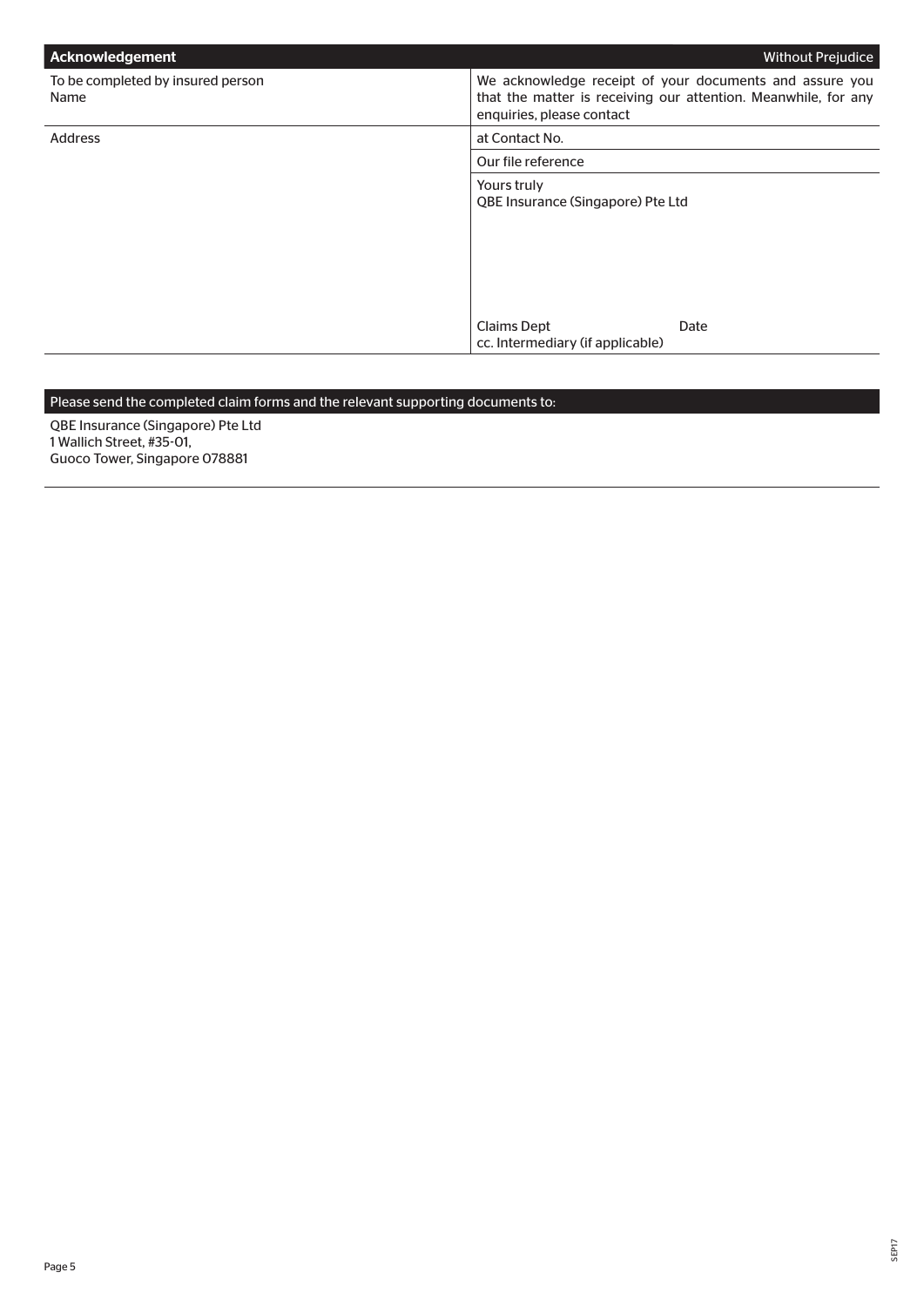## Acknowledgement

Without Prejudice

| | |
|---|---|
| To be completed by insured person<br>Name | We acknowledge receipt of your documents and assure you that the matter is receiving our attention. Meanwhile, for any enquiries, please contact |
| Address | at Contact No. |
| | Our file reference |
| | Yours truly<br>QBE Insurance (Singapore) Pte Ltd<br><br><br><br>Claims Dept Date<br>cc. Intermediary (if applicable) |

## Please send the completed claim forms and the relevant supporting documents to:

QBE Insurance (Singapore) Pte Ltd
1 Wallich Street, #35-01,
Guoco Tower, Singapore 078881

SEP17